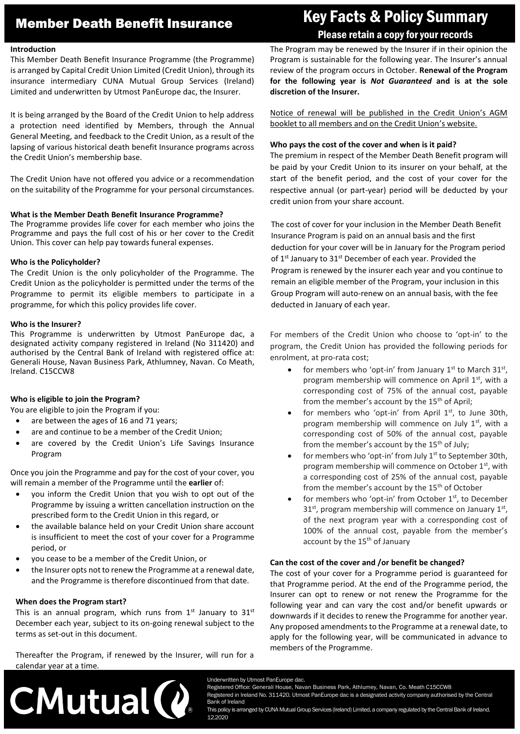# Member Death Benefit Insurance

## Key Facts & Policy Summary

**Please retain a copy for your records**

**Introduction**

This Member Death Benefit Insurance Programme (the Programme) is arranged by Capital Credit Union Limited (Credit Union), through its insurance intermediary CUNA Mutual Group Services (Ireland) Limited and underwritten by Utmost PanEurope dac, the Insurer.

It is being arranged by the Board of the Credit Union to help address a protection need identified by Members, through the Annual General Meeting, and feedback to the Credit Union, as a result of the lapsing of various historical death benefit Insurance programs across the Credit Union's membership base.

The Credit Union have not offered you advice or a recommendation on the suitability of the Programme for your personal circumstances.

**What is the Member Death Benefit Insurance Programme?**

The Programme provides life cover for each member who joins the Programme and pays the full cost of his or her cover to the Credit Union. This cover can help pay towards funeral expenses.

**Who is the Policyholder?**

The Credit Union is the only policyholder of the Programme. The Credit Union as the policyholder is permitted under the terms of the Programme to permit its eligible members to participate in a programme, for which this policy provides life cover.

**Who is the Insurer?**

This Programme is underwritten by Utmost PanEurope dac, a designated activity company registered in Ireland (No 311420) and authorised by the Central Bank of Ireland with registered office at: Generali House, Navan Business Park, Athlumney, Navan. Co Meath, Ireland. C15CCW8

**Who is eligible to join the Program?**

You are eligible to join the Program if you:

- are between the ages of 16 and 71 years;
- are and continue to be a member of the Credit Union;
- are covered by the Credit Union's Life Savings Insurance Program

Once you join the Programme and pay for the cost of your cover, you will remain a member of the Programme until the **earlier** of:

- you inform the Credit Union that you wish to opt out of the Programme by issuing a written cancellation instruction on the prescribed form to the Credit Union in this regard, or
- the available balance held on your Credit Union share account is insufficient to meet the cost of your cover for a Programme period, or
- you cease to be a member of the Credit Union, or
- the Insurer opts not to renew the Programme at a renewal date, and the Programme is therefore discontinued from that date.

**When does the Program start?**

This is an annual program, which runs from 1st January to 31st December each year, subject to its on-going renewal subject to the terms as set-out in this document.

Thereafter the Program, if renewed by the Insurer, will run for a calendar year at a time.

The Program may be renewed by the Insurer if in their opinion the Program is sustainable for the following year. The Insurer's annual review of the program occurs in October. **Renewal of the Program for the following year is *Not Guaranteed* and is at the sole discretion of the Insurer.**

Notice of renewal will be published in the Credit Union's AGM booklet to all members and on the Credit Union's website.

**Who pays the cost of the cover and when is it paid?**

The premium in respect of the Member Death Benefit program will be paid by your Credit Union to its insurer on your behalf, at the start of the benefit period, and the cost of your cover for the respective annual (or part-year) period will be deducted by your credit union from your share account.

The cost of cover for your inclusion in the Member Death Benefit Insurance Program is paid on an annual basis and the first deduction for your cover will be in January for the Program period of 1st January to 31st December of each year. Provided the Program is renewed by the insurer each year and you continue to remain an eligible member of the Program, your inclusion in this Group Program will auto-renew on an annual basis, with the fee deducted in January of each year.

For members of the Credit Union who choose to 'opt-in' to the program, the Credit Union has provided the following periods for enrolment, at pro-rata cost;

- for members who 'opt-in' from January 1st to March 31st, program membership will commence on April 1st, with a corresponding cost of 75% of the annual cost, payable from the member's account by the 15th of April;
- for members who 'opt-in' from April 1st, to June 30th, program membership will commence on July 1st, with a corresponding cost of 50% of the annual cost, payable from the member's account by the 15th of July;
- for members who 'opt-in' from July 1st to September 30th, program membership will commence on October 1st, with a corresponding cost of 25% of the annual cost, payable from the member's account by the 15th of October
- for members who 'opt-in' from October 1st, to December 31st, program membership will commence on January 1st, of the next program year with a corresponding cost of 100% of the annual cost, payable from the member's account by the 15th of January

**Can the cost of the cover and /or benefit be changed?**

The cost of your cover for a Programme period is guaranteed for that Programme period. At the end of the Programme period, the Insurer can opt to renew or not renew the Programme for the following year and can vary the cost and/or benefit upwards or downwards if it decides to renew the Programme for another year. Any proposed amendments to the Programme at a renewal date, to apply for the following year, will be communicated in advance to members of the Programme.

CMutual

Underwritten by Utmost PanEurope dac.
Registered Office: Generali House, Navan Business Park, Athlumey, Navan, Co. Meath C15CCW8
Registered in Ireland No. 311420. Utmost PanEurope dac is a designated activity company authorised by the Central Bank of Ireland
This policy is arranged by CUNA Mutual Group Services (Ireland) Limited, a company regulated by the Central Bank of Ireland.
12.2020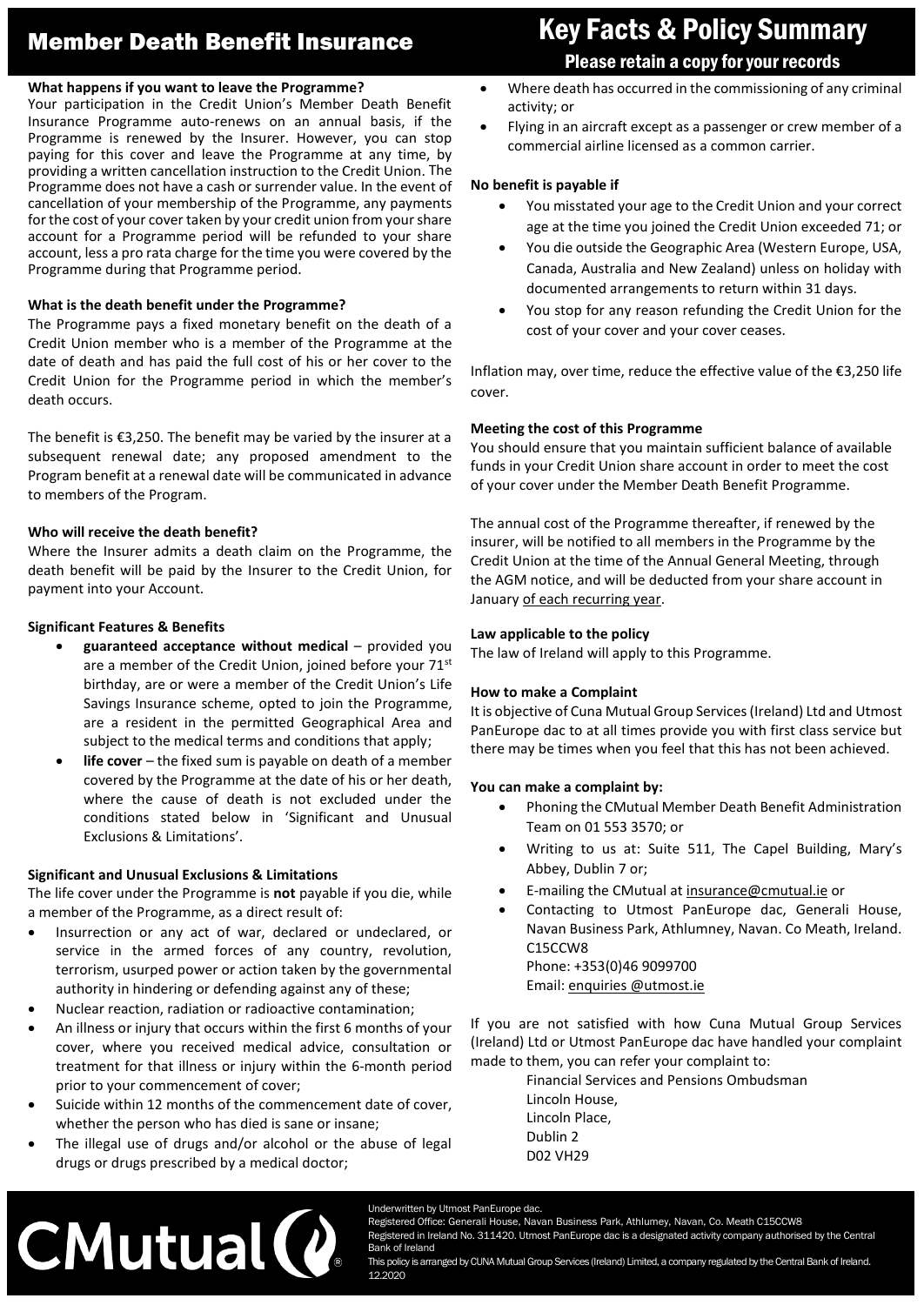# Member Death Benefit Insurance

# Key Facts & Policy Summary

**Please retain a copy for your records**

**What happens if you want to leave the Programme?**

Your participation in the Credit Union's Member Death Benefit Insurance Programme auto-renews on an annual basis, if the Programme is renewed by the Insurer. However, you can stop paying for this cover and leave the Programme at any time, by providing a written cancellation instruction to the Credit Union. The Programme does not have a cash or surrender value. In the event of cancellation of your membership of the Programme, any payments for the cost of your cover taken by your credit union from your share account for a Programme period will be refunded to your share account, less a pro rata charge for the time you were covered by the Programme during that Programme period.

**What is the death benefit under the Programme?**

The Programme pays a fixed monetary benefit on the death of a Credit Union member who is a member of the Programme at the date of death and has paid the full cost of his or her cover to the Credit Union for the Programme period in which the member's death occurs.

The benefit is €3,250. The benefit may be varied by the insurer at a subsequent renewal date; any proposed amendment to the Program benefit at a renewal date will be communicated in advance to members of the Program.

**Who will receive the death benefit?**

Where the Insurer admits a death claim on the Programme, the death benefit will be paid by the Insurer to the Credit Union, for payment into your Account.

**Significant Features & Benefits**

- **guaranteed acceptance without medical** – provided you are a member of the Credit Union, joined before your 71st birthday, are or were a member of the Credit Union's Life Savings Insurance scheme, opted to join the Programme, are a resident in the permitted Geographical Area and subject to the medical terms and conditions that apply;
- **life cover** – the fixed sum is payable on death of a member covered by the Programme at the date of his or her death, where the cause of death is not excluded under the conditions stated below in 'Significant and Unusual Exclusions & Limitations'.

**Significant and Unusual Exclusions & Limitations**

The life cover under the Programme is **not** payable if you die, while a member of the Programme, as a direct result of:

- Insurrection or any act of war, declared or undeclared, or service in the armed forces of any country, revolution, terrorism, usurped power or action taken by the governmental authority in hindering or defending against any of these;
- Nuclear reaction, radiation or radioactive contamination;
- An illness or injury that occurs within the first 6 months of your cover, where you received medical advice, consultation or treatment for that illness or injury within the 6-month period prior to your commencement of cover;
- Suicide within 12 months of the commencement date of cover, whether the person who has died is sane or insane;
- The illegal use of drugs and/or alcohol or the abuse of legal drugs or drugs prescribed by a medical doctor;
- Where death has occurred in the commissioning of any criminal activity; or
- Flying in an aircraft except as a passenger or crew member of a commercial airline licensed as a common carrier.

**No benefit is payable if**

- You misstated your age to the Credit Union and your correct age at the time you joined the Credit Union exceeded 71; or
- You die outside the Geographic Area (Western Europe, USA, Canada, Australia and New Zealand) unless on holiday with documented arrangements to return within 31 days.
- You stop for any reason refunding the Credit Union for the cost of your cover and your cover ceases.

Inflation may, over time, reduce the effective value of the €3,250 life cover.

**Meeting the cost of this Programme**

You should ensure that you maintain sufficient balance of available funds in your Credit Union share account in order to meet the cost of your cover under the Member Death Benefit Programme.

The annual cost of the Programme thereafter, if renewed by the insurer, will be notified to all members in the Programme by the Credit Union at the time of the Annual General Meeting, through the AGM notice, and will be deducted from your share account in January of each recurring year.

**Law applicable to the policy**

The law of Ireland will apply to this Programme.

**How to make a Complaint**

It is objective of Cuna Mutual Group Services (Ireland) Ltd and Utmost PanEurope dac to at all times provide you with first class service but there may be times when you feel that this has not been achieved.

**You can make a complaint by:**

- Phoning the CMutual Member Death Benefit Administration Team on 01 553 3570; or
- Writing to us at: Suite 511, The Capel Building, Mary's Abbey, Dublin 7 or;
- E-mailing the CMutual at insurance@cmutual.ie or
- Contacting to Utmost PanEurope dac, Generali House, Navan Business Park, Athlumney, Navan. Co Meath, Ireland. C15CCW8
  Phone: +353(0)46 9099700
  Email: enquiries @utmost.ie

If you are not satisfied with how Cuna Mutual Group Services (Ireland) Ltd or Utmost PanEurope dac have handled your complaint made to them, you can refer your complaint to:

Financial Services and Pensions Ombudsman
Lincoln House,
Lincoln Place,
Dublin 2
D02 VH29

CMutual

Underwritten by Utmost PanEurope dac.
Registered Office: Generali House, Navan Business Park, Athlumey, Navan, Co. Meath C15CCW8
Registered in Ireland No. 311420. Utmost PanEurope dac is a designated activity company authorised by the Central Bank of Ireland
This policy is arranged by CUNA Mutual Group Services (Ireland) Limited, a company regulated by the Central Bank of Ireland.
12.2020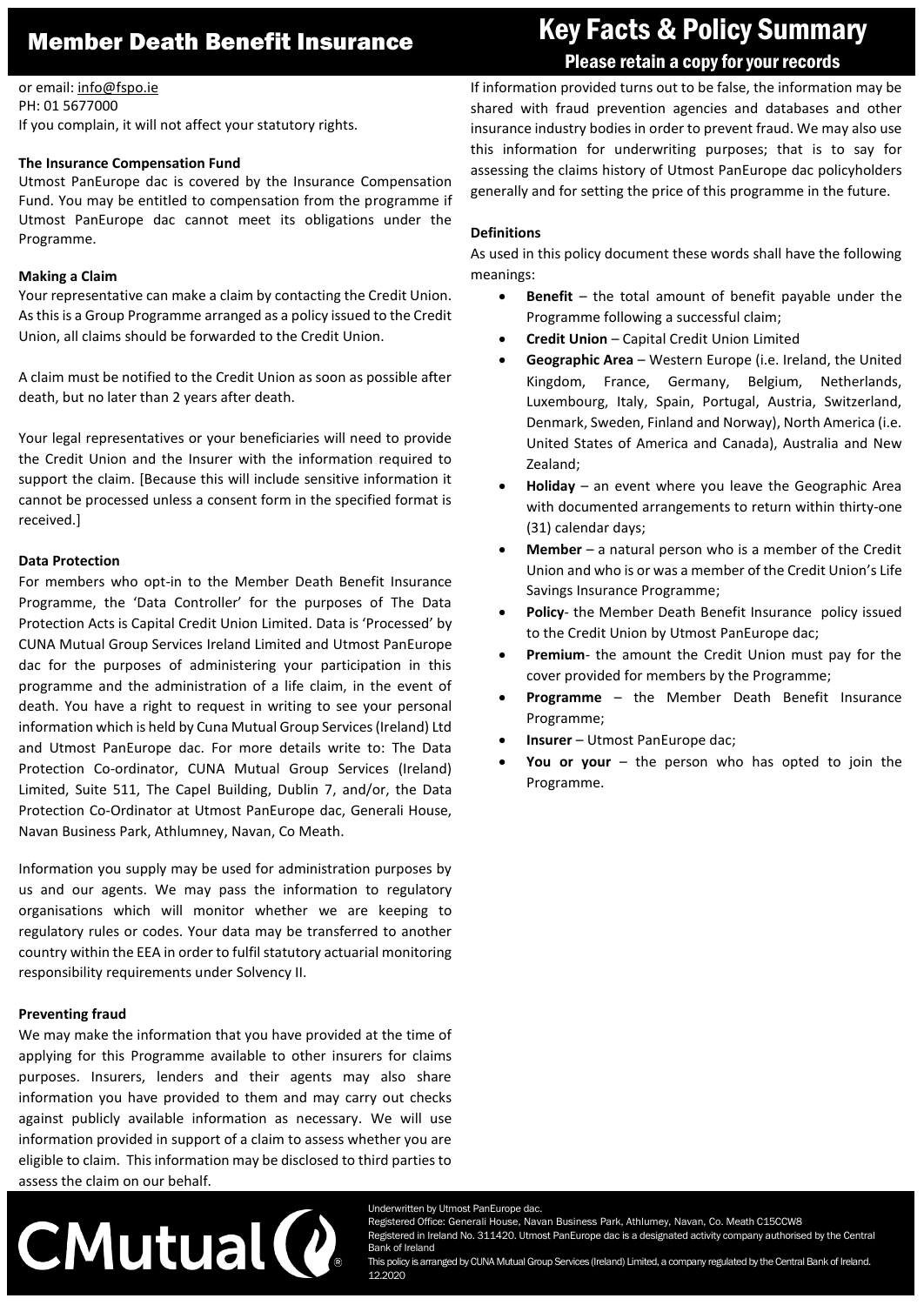or email: info@fspo.ie
PH: 01 5677000
If you complain, it will not affect your statutory rights.

**The Insurance Compensation Fund**

Utmost PanEurope dac is covered by the Insurance Compensation Fund. You may be entitled to compensation from the programme if Utmost PanEurope dac cannot meet its obligations under the Programme.

**Making a Claim**

Your representative can make a claim by contacting the Credit Union. As this is a Group Programme arranged as a policy issued to the Credit Union, all claims should be forwarded to the Credit Union.

A claim must be notified to the Credit Union as soon as possible after death, but no later than 2 years after death.

Your legal representatives or your beneficiaries will need to provide the Credit Union and the Insurer with the information required to support the claim. [Because this will include sensitive information it cannot be processed unless a consent form in the specified format is received.]

**Data Protection**

For members who opt-in to the Member Death Benefit Insurance Programme, the 'Data Controller' for the purposes of The Data Protection Acts is Capital Credit Union Limited. Data is 'Processed' by CUNA Mutual Group Services Ireland Limited and Utmost PanEurope dac for the purposes of administering your participation in this programme and the administration of a life claim, in the event of death. You have a right to request in writing to see your personal information which is held by Cuna Mutual Group Services (Ireland) Ltd and Utmost PanEurope dac. For more details write to: The Data Protection Co-ordinator, CUNA Mutual Group Services (Ireland) Limited, Suite 511, The Capel Building, Dublin 7, and/or, the Data Protection Co-Ordinator at Utmost PanEurope dac, Generali House, Navan Business Park, Athlumney, Navan, Co Meath.

Information you supply may be used for administration purposes by us and our agents. We may pass the information to regulatory organisations which will monitor whether we are keeping to regulatory rules or codes. Your data may be transferred to another country within the EEA in order to fulfil statutory actuarial monitoring responsibility requirements under Solvency II.

**Preventing fraud**

We may make the information that you have provided at the time of applying for this Programme available to other insurers for claims purposes. Insurers, lenders and their agents may also share information you have provided to them and may carry out checks against publicly available information as necessary. We will use information provided in support of a claim to assess whether you are eligible to claim. This information may be disclosed to third parties to assess the claim on our behalf.

If information provided turns out to be false, the information may be shared with fraud prevention agencies and databases and other insurance industry bodies in order to prevent fraud. We may also use this information for underwriting purposes; that is to say for assessing the claims history of Utmost PanEurope dac policyholders generally and for setting the price of this programme in the future.

**Definitions**

As used in this policy document these words shall have the following meanings:

- **Benefit** – the total amount of benefit payable under the Programme following a successful claim;
- **Credit Union** – Capital Credit Union Limited
- **Geographic Area** – Western Europe (i.e. Ireland, the United Kingdom, France, Germany, Belgium, Netherlands, Luxembourg, Italy, Spain, Portugal, Austria, Switzerland, Denmark, Sweden, Finland and Norway), North America (i.e. United States of America and Canada), Australia and New Zealand;
- **Holiday** – an event where you leave the Geographic Area with documented arrangements to return within thirty-one (31) calendar days;
- **Member** – a natural person who is a member of the Credit Union and who is or was a member of the Credit Union's Life Savings Insurance Programme;
- **Policy**- the Member Death Benefit Insurance policy issued to the Credit Union by Utmost PanEurope dac;
- **Premium**- the amount the Credit Union must pay for the cover provided for members by the Programme;
- **Programme** – the Member Death Benefit Insurance Programme;
- **Insurer** – Utmost PanEurope dac;
- **You or your** – the person who has opted to join the Programme.

Underwritten by Utmost PanEurope dac.
Registered Office: Generali House, Navan Business Park, Athlumey, Navan, Co. Meath C15CCW8
Registered in Ireland No. 311420. Utmost PanEurope dac is a designated activity company authorised by the Central Bank of Ireland
This policy is arranged by CUNA Mutual Group Services (Ireland) Limited, a company regulated by the Central Bank of Ireland.
12.2020